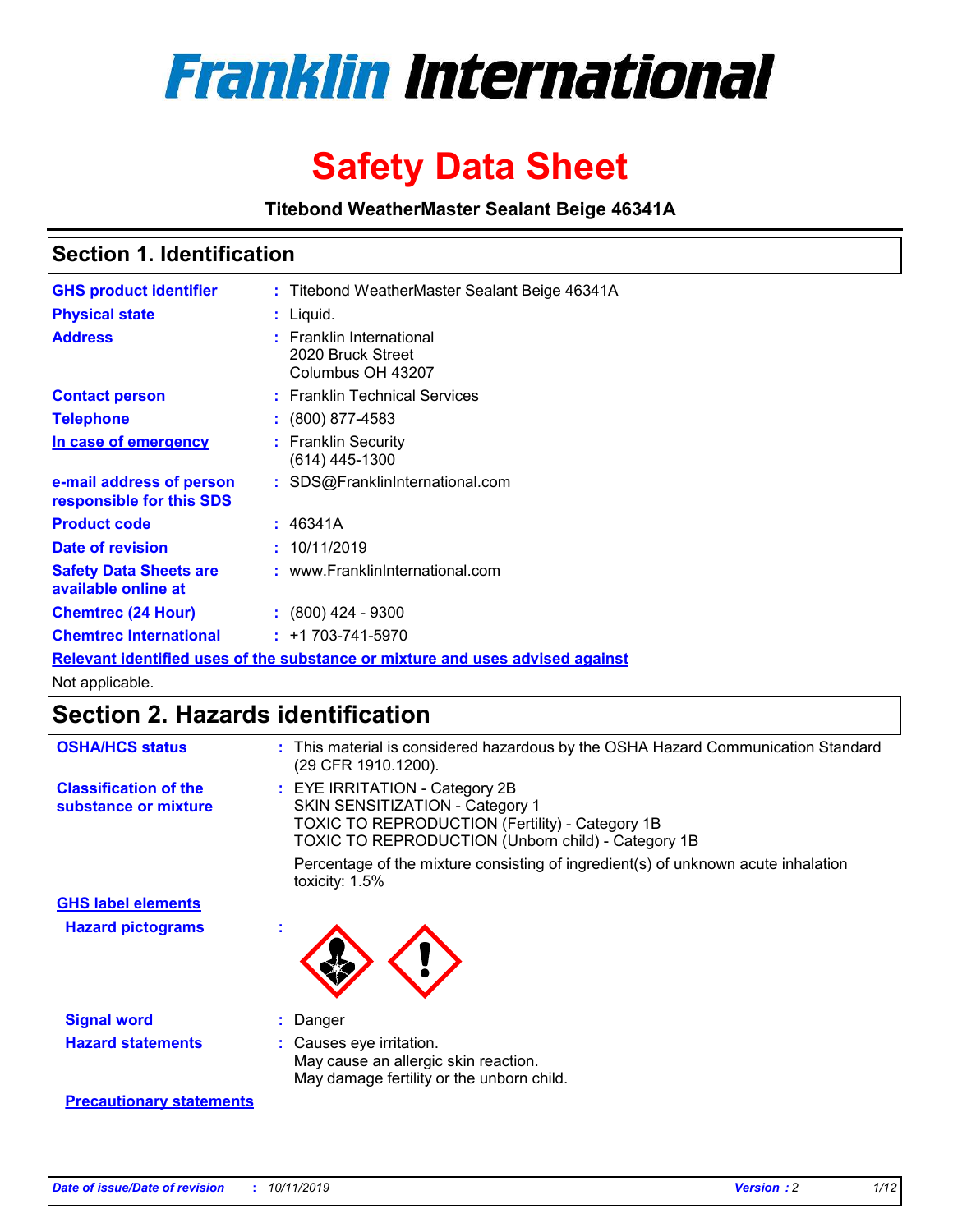# Franklin International

# Safety Data Sheet

**Titebond WeatherMaster Sealant Beige 46341A**

## Section 1. Identification

| | | |
|---|---|---|
| **GHS product identifier** | : | Titebond WeatherMaster Sealant Beige 46341A |
| **Physical state** | : | Liquid. |
| **Address** | : | Franklin International<br>2020 Bruck Street<br>Columbus OH 43207 |
| **Contact person** | : | Franklin Technical Services |
| **Telephone** | : | (800) 877-4583 |
| **In case of emergency** | : | Franklin Security<br>(614) 445-1300 |
| **e-mail address of person responsible for this SDS** | : | SDS@FranklinInternational.com |
| **Product code** | : | 46341A |
| **Date of revision** | : | 10/11/2019 |
| **Safety Data Sheets are available online at** | : | www.FranklinInternational.com |
| **Chemtrec (24 Hour)** | : | (800) 424 - 9300 |
| **Chemtrec International** | : | +1 703-741-5970 |

**Relevant identified uses of the substance or mixture and uses advised against**

Not applicable.

## Section 2. Hazards identification

**OSHA/HCS status** : This material is considered hazardous by the OSHA Hazard Communication Standard (29 CFR 1910.1200).

**Classification of the substance or mixture** : EYE IRRITATION - Category 2B
SKIN SENSITIZATION - Category 1
TOXIC TO REPRODUCTION (Fertility) - Category 1B
TOXIC TO REPRODUCTION (Unborn child) - Category 1B

Percentage of the mixture consisting of ingredient(s) of unknown acute inhalation toxicity: 1.5%

**GHS label elements**

**Hazard pictograms** :

**Signal word** : Danger

**Hazard statements** : Causes eye irritation.
May cause an allergic skin reaction.
May damage fertility or the unborn child.

**Precautionary statements**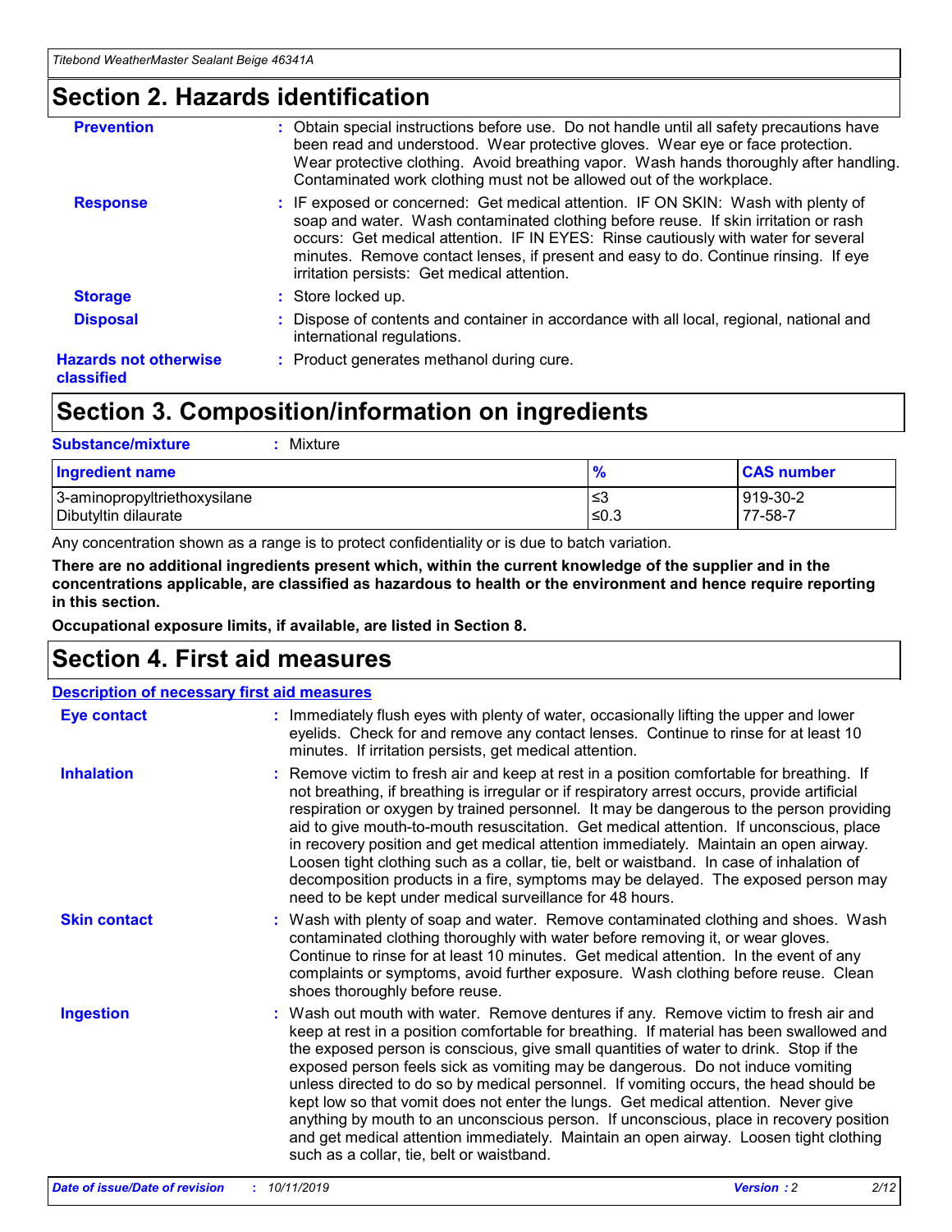## Section 2. Hazards identification

| | |
|---|---|
| **Prevention** | : Obtain special instructions before use. Do not handle until all safety precautions have been read and understood. Wear protective gloves. Wear eye or face protection. Wear protective clothing. Avoid breathing vapor. Wash hands thoroughly after handling. Contaminated work clothing must not be allowed out of the workplace. |
| **Response** | : IF exposed or concerned: Get medical attention. IF ON SKIN: Wash with plenty of soap and water. Wash contaminated clothing before reuse. If skin irritation or rash occurs: Get medical attention. IF IN EYES: Rinse cautiously with water for several minutes. Remove contact lenses, if present and easy to do. Continue rinsing. If eye irritation persists: Get medical attention. |
| **Storage** | : Store locked up. |
| **Disposal** | : Dispose of contents and container in accordance with all local, regional, national and international regulations. |
| **Hazards not otherwise classified** | : Product generates methanol during cure. |

## Section 3. Composition/information on ingredients

**Substance/mixture** : Mixture

| Ingredient name | % | CAS number |
|---|---|---|
| 3-aminopropyltriethoxysilane | ≤3 | 919-30-2 |
| Dibutyltin dilaurate | ≤0.3 | 77-58-7 |

Any concentration shown as a range is to protect confidentiality or is due to batch variation.

**There are no additional ingredients present which, within the current knowledge of the supplier and in the concentrations applicable, are classified as hazardous to health or the environment and hence require reporting in this section.**

**Occupational exposure limits, if available, are listed in Section 8.**

## Section 4. First aid measures

**Description of necessary first aid measures**

| | |
|---|---|
| **Eye contact** | : Immediately flush eyes with plenty of water, occasionally lifting the upper and lower eyelids. Check for and remove any contact lenses. Continue to rinse for at least 10 minutes. If irritation persists, get medical attention. |
| **Inhalation** | : Remove victim to fresh air and keep at rest in a position comfortable for breathing. If not breathing, if breathing is irregular or if respiratory arrest occurs, provide artificial respiration or oxygen by trained personnel. It may be dangerous to the person providing aid to give mouth-to-mouth resuscitation. Get medical attention. If unconscious, place in recovery position and get medical attention immediately. Maintain an open airway. Loosen tight clothing such as a collar, tie, belt or waistband. In case of inhalation of decomposition products in a fire, symptoms may be delayed. The exposed person may need to be kept under medical surveillance for 48 hours. |
| **Skin contact** | : Wash with plenty of soap and water. Remove contaminated clothing and shoes. Wash contaminated clothing thoroughly with water before removing it, or wear gloves. Continue to rinse for at least 10 minutes. Get medical attention. In the event of any complaints or symptoms, avoid further exposure. Wash clothing before reuse. Clean shoes thoroughly before reuse. |
| **Ingestion** | : Wash out mouth with water. Remove dentures if any. Remove victim to fresh air and keep at rest in a position comfortable for breathing. If material has been swallowed and the exposed person is conscious, give small quantities of water to drink. Stop if the exposed person feels sick as vomiting may be dangerous. Do not induce vomiting unless directed to do so by medical personnel. If vomiting occurs, the head should be kept low so that vomit does not enter the lungs. Get medical attention. Never give anything by mouth to an unconscious person. If unconscious, place in recovery position and get medical attention immediately. Maintain an open airway. Loosen tight clothing such as a collar, tie, belt or waistband. |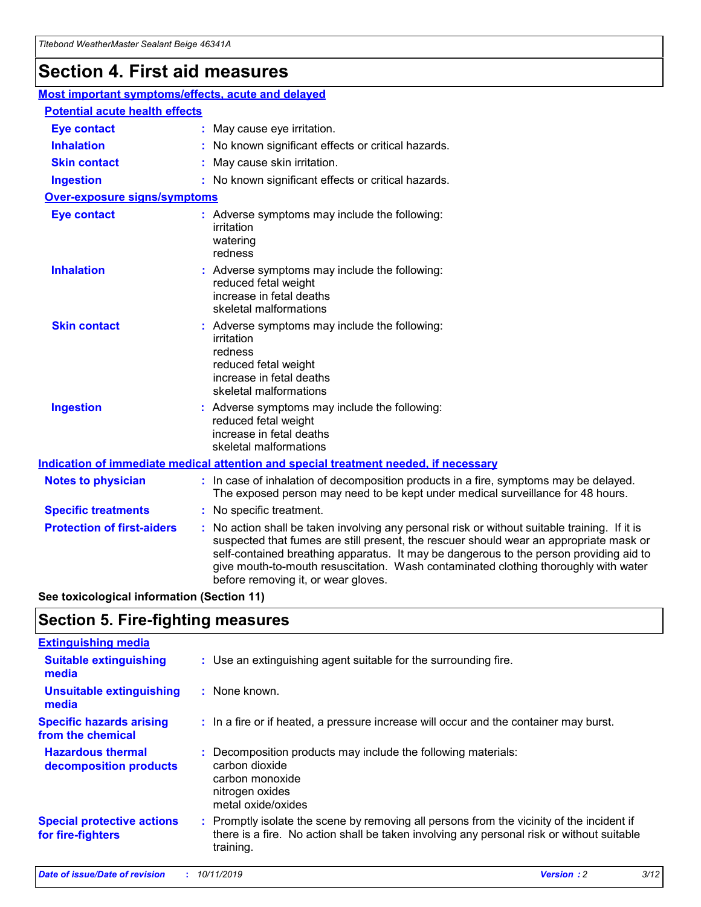# Section 4. First aid measures

## Most important symptoms/effects, acute and delayed

### Potential acute health effects

| | |
|---|---|
| **Eye contact** | : May cause eye irritation. |
| **Inhalation** | : No known significant effects or critical hazards. |
| **Skin contact** | : May cause skin irritation. |
| **Ingestion** | : No known significant effects or critical hazards. |

### Over-exposure signs/symptoms

| | |
|---|---|
| **Eye contact** | : Adverse symptoms may include the following: irritation, watering, redness |
| **Inhalation** | : Adverse symptoms may include the following: reduced fetal weight, increase in fetal deaths, skeletal malformations |
| **Skin contact** | : Adverse symptoms may include the following: irritation, redness, reduced fetal weight, increase in fetal deaths, skeletal malformations |
| **Ingestion** | : Adverse symptoms may include the following: reduced fetal weight, increase in fetal deaths, skeletal malformations |

## Indication of immediate medical attention and special treatment needed, if necessary

| | |
|---|---|
| **Notes to physician** | : In case of inhalation of decomposition products in a fire, symptoms may be delayed. The exposed person may need to be kept under medical surveillance for 48 hours. |
| **Specific treatments** | : No specific treatment. |
| **Protection of first-aiders** | : No action shall be taken involving any personal risk or without suitable training. If it is suspected that fumes are still present, the rescuer should wear an appropriate mask or self-contained breathing apparatus. It may be dangerous to the person providing aid to give mouth-to-mouth resuscitation. Wash contaminated clothing thoroughly with water before removing it, or wear gloves. |

**See toxicological information (Section 11)**

# Section 5. Fire-fighting measures

## Extinguishing media

| | |
|---|---|
| **Suitable extinguishing media** | : Use an extinguishing agent suitable for the surrounding fire. |
| **Unsuitable extinguishing media** | : None known. |
| **Specific hazards arising from the chemical** | : In a fire or if heated, a pressure increase will occur and the container may burst. |
| **Hazardous thermal decomposition products** | : Decomposition products may include the following materials: carbon dioxide, carbon monoxide, nitrogen oxides, metal oxide/oxides |
| **Special protective actions for fire-fighters** | : Promptly isolate the scene by removing all persons from the vicinity of the incident if there is a fire. No action shall be taken involving any personal risk or without suitable training. |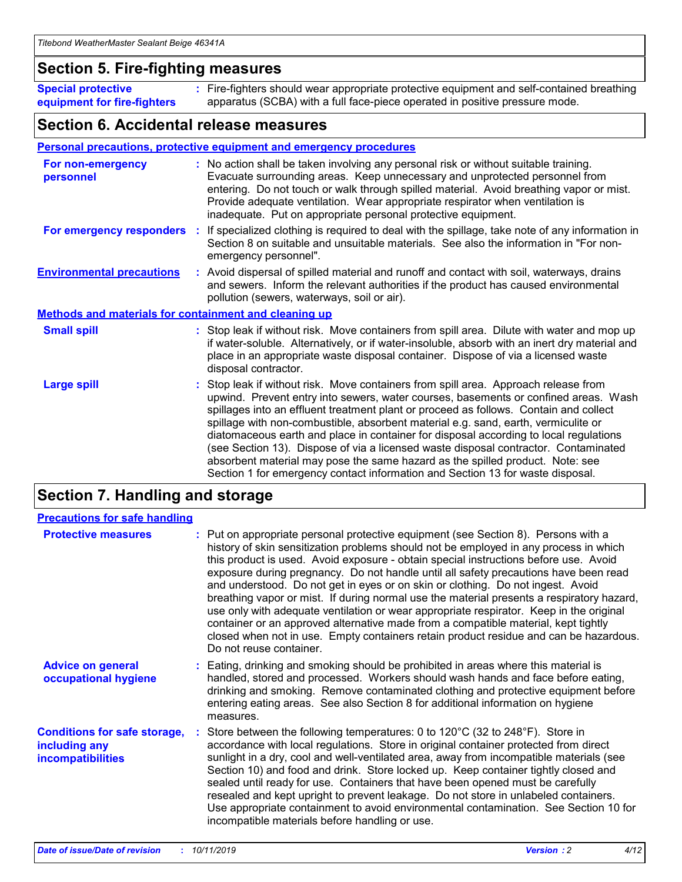## Section 5. Fire-fighting measures

**Special protective equipment for fire-fighters** : Fire-fighters should wear appropriate protective equipment and self-contained breathing apparatus (SCBA) with a full face-piece operated in positive pressure mode.

## Section 6. Accidental release measures

### Personal precautions, protective equipment and emergency procedures

**For non-emergency personnel** : No action shall be taken involving any personal risk or without suitable training. Evacuate surrounding areas. Keep unnecessary and unprotected personnel from entering. Do not touch or walk through spilled material. Avoid breathing vapor or mist. Provide adequate ventilation. Wear appropriate respirator when ventilation is inadequate. Put on appropriate personal protective equipment.

**For emergency responders** : If specialized clothing is required to deal with the spillage, take note of any information in Section 8 on suitable and unsuitable materials. See also the information in "For non-emergency personnel".

**Environmental precautions** : Avoid dispersal of spilled material and runoff and contact with soil, waterways, drains and sewers. Inform the relevant authorities if the product has caused environmental pollution (sewers, waterways, soil or air).

### Methods and materials for containment and cleaning up

**Small spill** : Stop leak if without risk. Move containers from spill area. Dilute with water and mop up if water-soluble. Alternatively, or if water-insoluble, absorb with an inert dry material and place in an appropriate waste disposal container. Dispose of via a licensed waste disposal contractor.

**Large spill** : Stop leak if without risk. Move containers from spill area. Approach release from upwind. Prevent entry into sewers, water courses, basements or confined areas. Wash spillages into an effluent treatment plant or proceed as follows. Contain and collect spillage with non-combustible, absorbent material e.g. sand, earth, vermiculite or diatomaceous earth and place in container for disposal according to local regulations (see Section 13). Dispose of via a licensed waste disposal contractor. Contaminated absorbent material may pose the same hazard as the spilled product. Note: see Section 1 for emergency contact information and Section 13 for waste disposal.

## Section 7. Handling and storage

### Precautions for safe handling

**Protective measures** : Put on appropriate personal protective equipment (see Section 8). Persons with a history of skin sensitization problems should not be employed in any process in which this product is used. Avoid exposure - obtain special instructions before use. Avoid exposure during pregnancy. Do not handle until all safety precautions have been read and understood. Do not get in eyes or on skin or clothing. Do not ingest. Avoid breathing vapor or mist. If during normal use the material presents a respiratory hazard, use only with adequate ventilation or wear appropriate respirator. Keep in the original container or an approved alternative made from a compatible material, kept tightly closed when not in use. Empty containers retain product residue and can be hazardous. Do not reuse container.

**Advice on general occupational hygiene** : Eating, drinking and smoking should be prohibited in areas where this material is handled, stored and processed. Workers should wash hands and face before eating, drinking and smoking. Remove contaminated clothing and protective equipment before entering eating areas. See also Section 8 for additional information on hygiene measures.

**Conditions for safe storage, including any incompatibilities** : Store between the following temperatures: 0 to 120°C (32 to 248°F). Store in accordance with local regulations. Store in original container protected from direct sunlight in a dry, cool and well-ventilated area, away from incompatible materials (see Section 10) and food and drink. Store locked up. Keep container tightly closed and sealed until ready for use. Containers that have been opened must be carefully resealed and kept upright to prevent leakage. Do not store in unlabeled containers. Use appropriate containment to avoid environmental contamination. See Section 10 for incompatible materials before handling or use.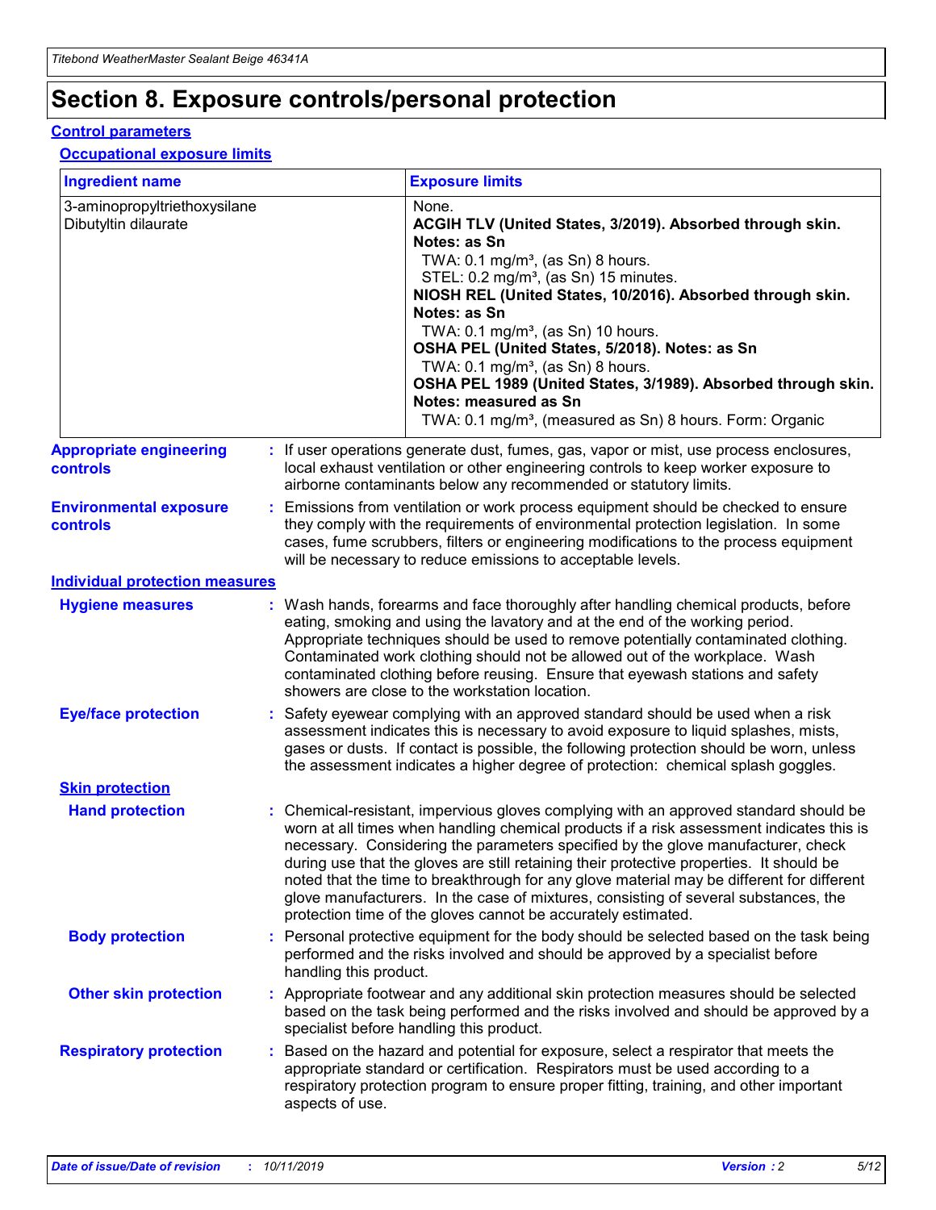# Section 8. Exposure controls/personal protection

## Control parameters

### Occupational exposure limits

| Ingredient name | Exposure limits |
| --- | --- |
| 3-aminopropyltriethoxysilane<br>Dibutyltin dilaurate | None.<br>**ACGIH TLV (United States, 3/2019). Absorbed through skin. Notes: as Sn**<br>TWA: 0.1 mg/m³, (as Sn) 8 hours.<br>STEL: 0.2 mg/m³, (as Sn) 15 minutes.<br>**NIOSH REL (United States, 10/2016). Absorbed through skin. Notes: as Sn**<br>TWA: 0.1 mg/m³, (as Sn) 10 hours.<br>**OSHA PEL (United States, 5/2018). Notes: as Sn**<br>TWA: 0.1 mg/m³, (as Sn) 8 hours.<br>**OSHA PEL 1989 (United States, 3/1989). Absorbed through skin. Notes: measured as Sn**<br>TWA: 0.1 mg/m³, (measured as Sn) 8 hours. Form: Organic |

**Appropriate engineering controls** : If user operations generate dust, fumes, gas, vapor or mist, use process enclosures, local exhaust ventilation or other engineering controls to keep worker exposure to airborne contaminants below any recommended or statutory limits.

**Environmental exposure controls** : Emissions from ventilation or work process equipment should be checked to ensure they comply with the requirements of environmental protection legislation. In some cases, fume scrubbers, filters or engineering modifications to the process equipment will be necessary to reduce emissions to acceptable levels.

## Individual protection measures

**Hygiene measures** : Wash hands, forearms and face thoroughly after handling chemical products, before eating, smoking and using the lavatory and at the end of the working period. Appropriate techniques should be used to remove potentially contaminated clothing. Contaminated work clothing should not be allowed out of the workplace. Wash contaminated clothing before reusing. Ensure that eyewash stations and safety showers are close to the workstation location.

**Eye/face protection** : Safety eyewear complying with an approved standard should be used when a risk assessment indicates this is necessary to avoid exposure to liquid splashes, mists, gases or dusts. If contact is possible, the following protection should be worn, unless the assessment indicates a higher degree of protection: chemical splash goggles.

### Skin protection

**Hand protection** : Chemical-resistant, impervious gloves complying with an approved standard should be worn at all times when handling chemical products if a risk assessment indicates this is necessary. Considering the parameters specified by the glove manufacturer, check during use that the gloves are still retaining their protective properties. It should be noted that the time to breakthrough for any glove material may be different for different glove manufacturers. In the case of mixtures, consisting of several substances, the protection time of the gloves cannot be accurately estimated.

**Body protection** : Personal protective equipment for the body should be selected based on the task being performed and the risks involved and should be approved by a specialist before handling this product.

**Other skin protection** : Appropriate footwear and any additional skin protection measures should be selected based on the task being performed and the risks involved and should be approved by a specialist before handling this product.

**Respiratory protection** : Based on the hazard and potential for exposure, select a respirator that meets the appropriate standard or certification. Respirators must be used according to a respiratory protection program to ensure proper fitting, training, and other important aspects of use.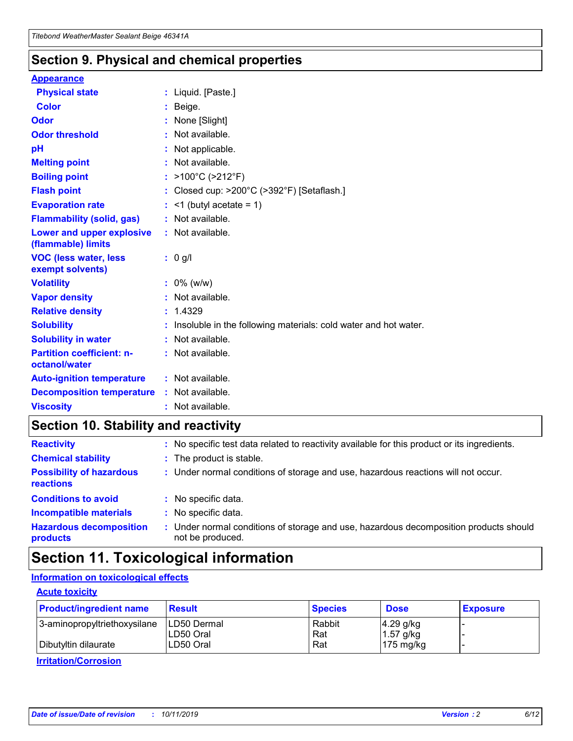## Section 9. Physical and chemical properties

### Appearance

| | |
|---|---|
| **Physical state** | : Liquid. [Paste.] |
| **Color** | : Beige. |
| **Odor** | : None [Slight] |
| **Odor threshold** | : Not available. |
| **pH** | : Not applicable. |
| **Melting point** | : Not available. |
| **Boiling point** | : >100°C (>212°F) |
| **Flash point** | : Closed cup: >200°C (>392°F) [Setaflash.] |
| **Evaporation rate** | : <1 (butyl acetate = 1) |
| **Flammability (solid, gas)** | : Not available. |
| **Lower and upper explosive (flammable) limits** | : Not available. |
| **VOC (less water, less exempt solvents)** | : 0 g/l |
| **Volatility** | : 0% (w/w) |
| **Vapor density** | : Not available. |
| **Relative density** | : 1.4329 |
| **Solubility** | : Insoluble in the following materials: cold water and hot water. |
| **Solubility in water** | : Not available. |
| **Partition coefficient: n-octanol/water** | : Not available. |
| **Auto-ignition temperature** | : Not available. |
| **Decomposition temperature** | : Not available. |
| **Viscosity** | : Not available. |

## Section 10. Stability and reactivity

| | |
|---|---|
| **Reactivity** | : No specific test data related to reactivity available for this product or its ingredients. |
| **Chemical stability** | : The product is stable. |
| **Possibility of hazardous reactions** | : Under normal conditions of storage and use, hazardous reactions will not occur. |
| **Conditions to avoid** | : No specific data. |
| **Incompatible materials** | : No specific data. |
| **Hazardous decomposition products** | : Under normal conditions of storage and use, hazardous decomposition products should not be produced. |

## Section 11. Toxicological information

### Information on toxicological effects

#### Acute toxicity

| Product/ingredient name | Result | Species | Dose | Exposure |
|---|---|---|---|---|
| 3-aminopropyltriethoxysilane | LD50 Dermal | Rabbit | 4.29 g/kg | - |
| | LD50 Oral | Rat | 1.57 g/kg | - |
| Dibutyltin dilaurate | LD50 Oral | Rat | 175 mg/kg | - |

#### Irritation/Corrosion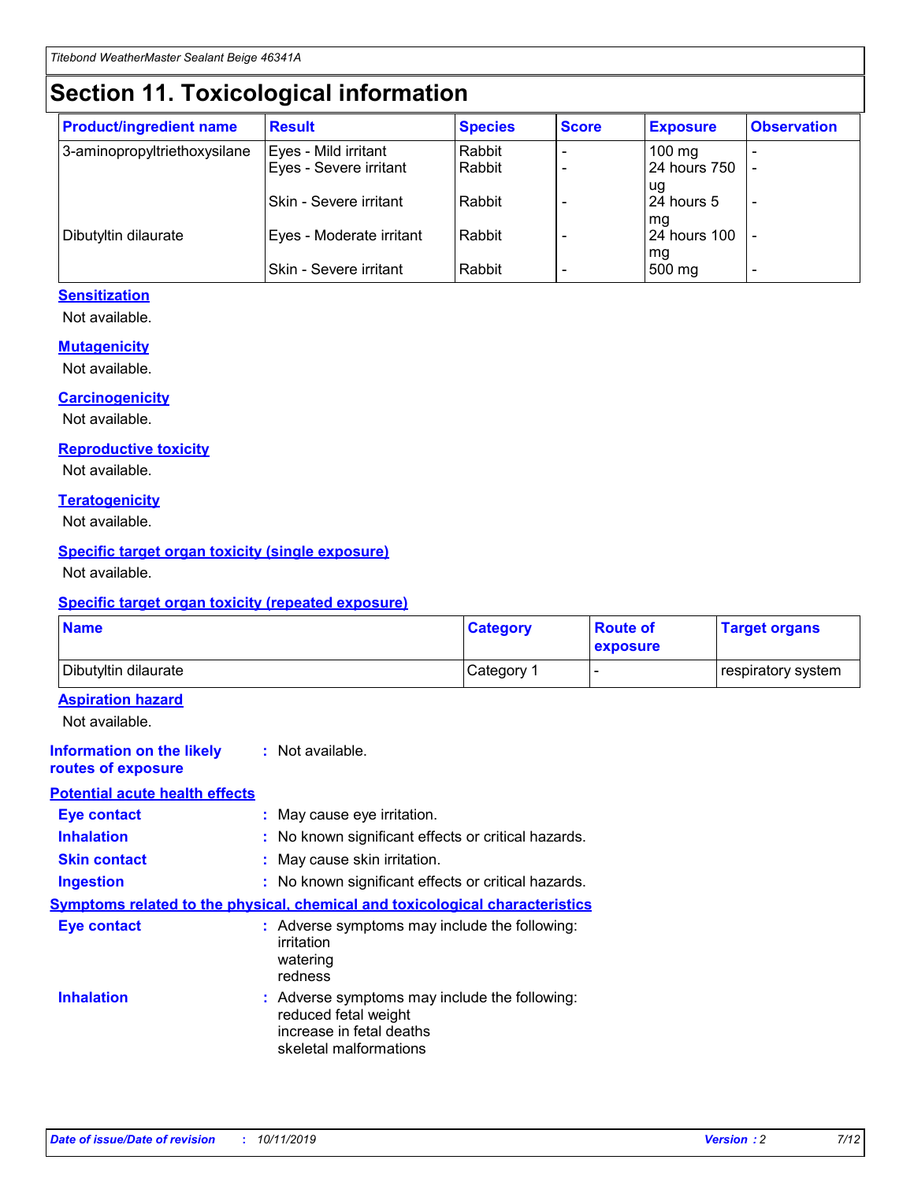# Section 11. Toxicological information

| Product/ingredient name | Result | Species | Score | Exposure | Observation |
|---|---|---|---|---|---|
| 3-aminopropyltriethoxysilane | Eyes - Mild irritant | Rabbit | - | 100 mg | - |
| | Eyes - Severe irritant | Rabbit | - | 24 hours 750 ug | - |
| | Skin - Severe irritant | Rabbit | - | 24 hours 5 mg | - |
| Dibutyltin dilaurate | Eyes - Moderate irritant | Rabbit | - | 24 hours 100 mg | - |
| | Skin - Severe irritant | Rabbit | - | 500 mg | - |

### Sensitization

Not available.

### Mutagenicity

Not available.

### Carcinogenicity

Not available.

### Reproductive toxicity

Not available.

### Teratogenicity

Not available.

### Specific target organ toxicity (single exposure)

Not available.

### Specific target organ toxicity (repeated exposure)

| Name | Category | Route of exposure | Target organs |
|---|---|---|---|
| Dibutyltin dilaurate | Category 1 | - | respiratory system |

### Aspiration hazard

Not available.

**Information on the likely routes of exposure** : Not available.

### Potential acute health effects

**Eye contact** : May cause eye irritation.

**Inhalation** : No known significant effects or critical hazards.

**Skin contact** : May cause skin irritation.

**Ingestion** : No known significant effects or critical hazards.

### Symptoms related to the physical, chemical and toxicological characteristics

**Eye contact** : Adverse symptoms may include the following:
irritation
watering
redness

**Inhalation** : Adverse symptoms may include the following:
reduced fetal weight
increase in fetal deaths
skeletal malformations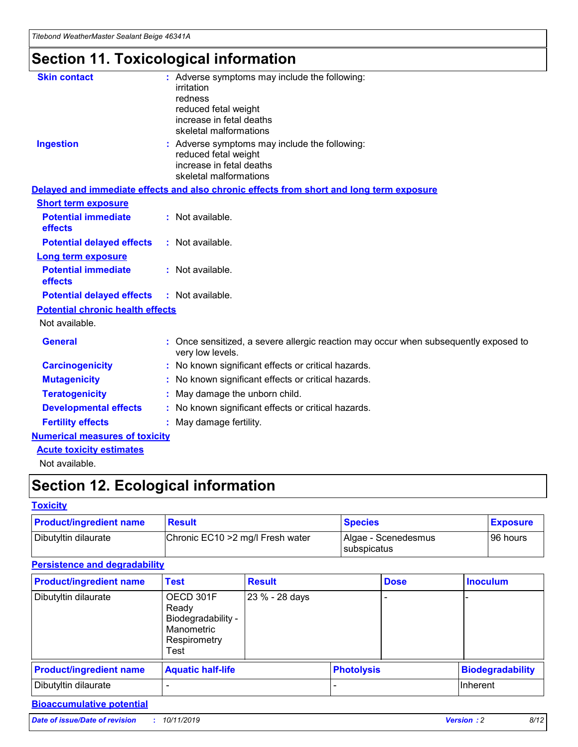# Section 11. Toxicological information

**Skin contact** : Adverse symptoms may include the following:
irritation
redness
reduced fetal weight
increase in fetal deaths
skeletal malformations

**Ingestion** : Adverse symptoms may include the following:
reduced fetal weight
increase in fetal deaths
skeletal malformations

## Delayed and immediate effects and also chronic effects from short and long term exposure

### Short term exposure

**Potential immediate effects** : Not available.

**Potential delayed effects** : Not available.

### Long term exposure

**Potential immediate effects** : Not available.

**Potential delayed effects** : Not available.

### Potential chronic health effects

Not available.

**General** : Once sensitized, a severe allergic reaction may occur when subsequently exposed to very low levels.

**Carcinogenicity** : No known significant effects or critical hazards.

**Mutagenicity** : No known significant effects or critical hazards.

**Teratogenicity** : May damage the unborn child.

**Developmental effects** : No known significant effects or critical hazards.

**Fertility effects** : May damage fertility.

## Numerical measures of toxicity

### Acute toxicity estimates

Not available.

# Section 12. Ecological information

## Toxicity

| Product/ingredient name | Result | Species | Exposure |
|---|---|---|---|
| Dibutyltin dilaurate | Chronic EC10 >2 mg/l Fresh water | Algae - Scenedesmus subspicatus | 96 hours |

## Persistence and degradability

| Product/ingredient name | Test | Result | Dose | Inoculum |
|---|---|---|---|---|
| Dibutyltin dilaurate | OECD 301F Ready Biodegradability - Manometric Respirometry Test | 23 % - 28 days | - | - |

| Product/ingredient name | Aquatic half-life | Photolysis | Biodegradability |
|---|---|---|---|
| Dibutyltin dilaurate | - | - | Inherent |

## Bioaccumulative potential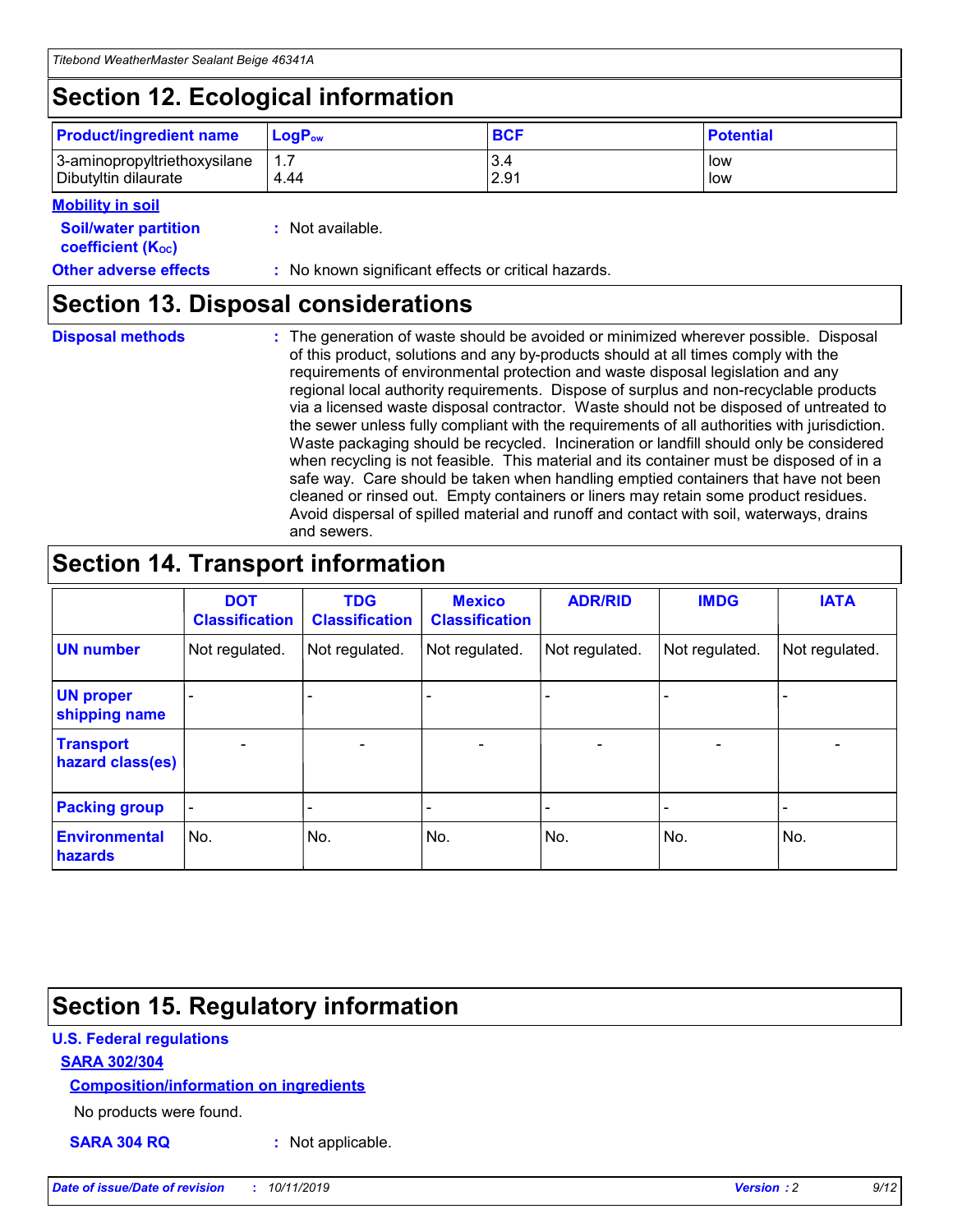# Section 12. Ecological information

| Product/ingredient name | $LogP_{ow}$ | BCF | Potential |
|---|---|---|---|
| 3-aminopropyltriethoxysilane | 1.7 | 3.4 | low |
| Dibutyltin dilaurate | 4.44 | 2.91 | low |

**Mobility in soil**

**Soil/water partition coefficient ($K_{OC}$)** : Not available.

**Other adverse effects** : No known significant effects or critical hazards.

# Section 13. Disposal considerations

**Disposal methods** : The generation of waste should be avoided or minimized wherever possible. Disposal of this product, solutions and any by-products should at all times comply with the requirements of environmental protection and waste disposal legislation and any regional local authority requirements. Dispose of surplus and non-recyclable products via a licensed waste disposal contractor. Waste should not be disposed of untreated to the sewer unless fully compliant with the requirements of all authorities with jurisdiction. Waste packaging should be recycled. Incineration or landfill should only be considered when recycling is not feasible. This material and its container must be disposed of in a safe way. Care should be taken when handling emptied containers that have not been cleaned or rinsed out. Empty containers or liners may retain some product residues. Avoid dispersal of spilled material and runoff and contact with soil, waterways, drains and sewers.

# Section 14. Transport information

| | DOT Classification | TDG Classification | Mexico Classification | ADR/RID | IMDG | IATA |
|---|---|---|---|---|---|---|
| UN number | Not regulated. | Not regulated. | Not regulated. | Not regulated. | Not regulated. | Not regulated. |
| UN proper shipping name | - | - | - | - | - | - |
| Transport hazard class(es) | - | - | - | - | - | - |
| Packing group | - | - | - | - | - | - |
| Environmental hazards | No. | No. | No. | No. | No. | No. |

# Section 15. Regulatory information

**U.S. Federal regulations**

**SARA 302/304**

**Composition/information on ingredients**

No products were found.

**SARA 304 RQ** : Not applicable.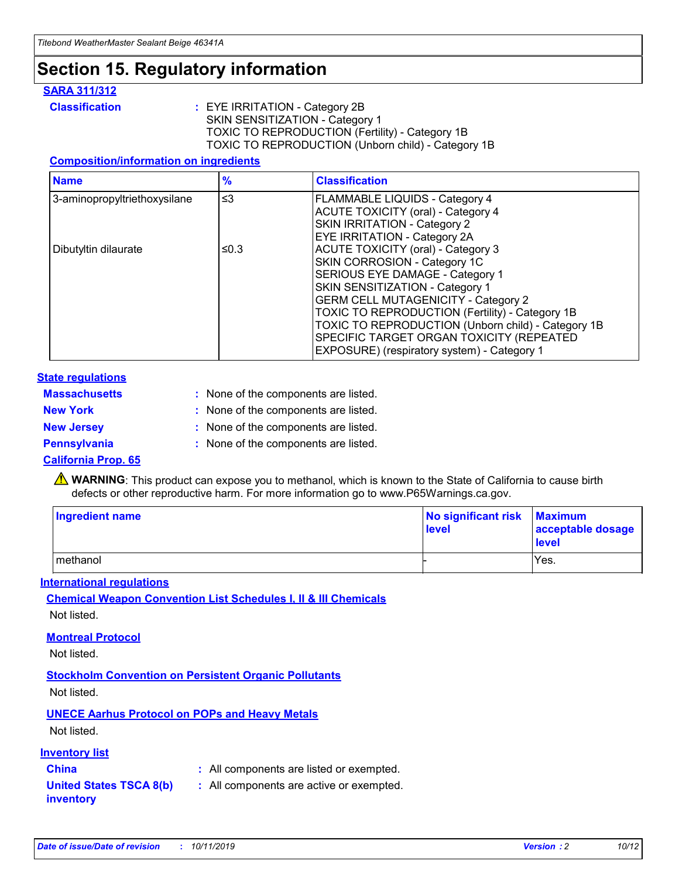# Section 15. Regulatory information

### SARA 311/312

**Classification** : EYE IRRITATION - Category 2B
SKIN SENSITIZATION - Category 1
TOXIC TO REPRODUCTION (Fertility) - Category 1B
TOXIC TO REPRODUCTION (Unborn child) - Category 1B

**Composition/information on ingredients**

| Name | % | Classification |
| --- | --- | --- |
| 3-aminopropyltriethoxysilane | ≤3 | FLAMMABLE LIQUIDS - Category 4<br>ACUTE TOXICITY (oral) - Category 4<br>SKIN IRRITATION - Category 2<br>EYE IRRITATION - Category 2A |
| Dibutyltin dilaurate | ≤0.3 | ACUTE TOXICITY (oral) - Category 3<br>SKIN CORROSION - Category 1C<br>SERIOUS EYE DAMAGE - Category 1<br>SKIN SENSITIZATION - Category 1<br>GERM CELL MUTAGENICITY - Category 2<br>TOXIC TO REPRODUCTION (Fertility) - Category 1B<br>TOXIC TO REPRODUCTION (Unborn child) - Category 1B<br>SPECIFIC TARGET ORGAN TOXICITY (REPEATED EXPOSURE) (respiratory system) - Category 1 |

### State regulations

**Massachusetts** : None of the components are listed.

**New York** : None of the components are listed.

**New Jersey** : None of the components are listed.

**Pennsylvania** : None of the components are listed.

**California Prop. 65**

⚠ **WARNING**: This product can expose you to methanol, which is known to the State of California to cause birth defects or other reproductive harm. For more information go to www.P65Warnings.ca.gov.

| Ingredient name | No significant risk level | Maximum acceptable dosage level |
| --- | --- | --- |
| methanol | - | Yes. |

### International regulations

**Chemical Weapon Convention List Schedules I, II & III Chemicals**

Not listed.

**Montreal Protocol**

Not listed.

**Stockholm Convention on Persistent Organic Pollutants**

Not listed.

**UNECE Aarhus Protocol on POPs and Heavy Metals**

Not listed.

### Inventory list

**China** : All components are listed or exempted.

**United States TSCA 8(b) inventory** : All components are active or exempted.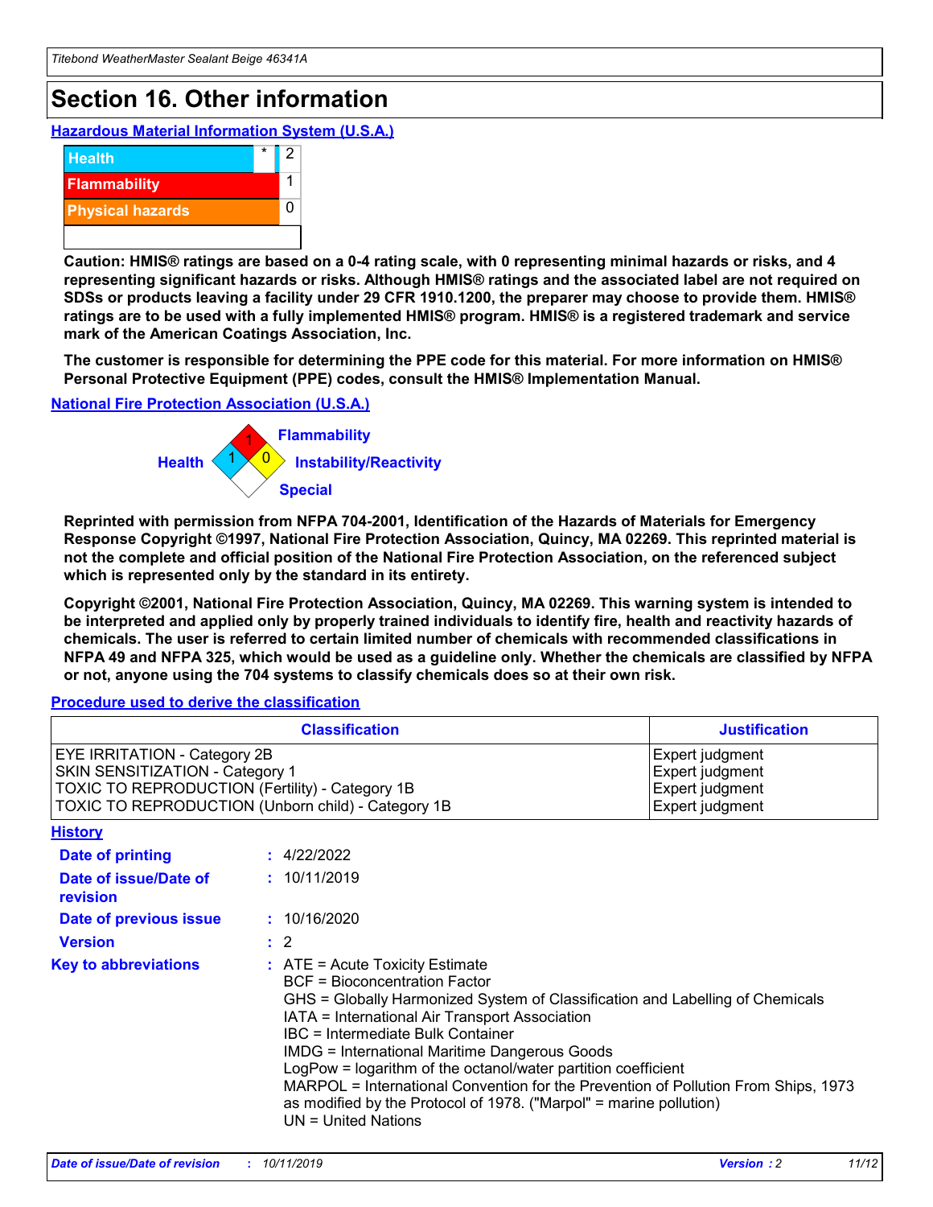# Section 16. Other information

**Hazardous Material Information System (U.S.A.)**

| | | |
|---|---|---|
| Health | * | 2 |
| Flammability | | 1 |
| Physical hazards | | 0 |

**Caution: HMIS® ratings are based on a 0-4 rating scale, with 0 representing minimal hazards or risks, and 4 representing significant hazards or risks. Although HMIS® ratings and the associated label are not required on SDSs or products leaving a facility under 29 CFR 1910.1200, the preparer may choose to provide them. HMIS® ratings are to be used with a fully implemented HMIS® program. HMIS® is a registered trademark and service mark of the American Coatings Association, Inc.**

**The customer is responsible for determining the PPE code for this material. For more information on HMIS® Personal Protective Equipment (PPE) codes, consult the HMIS® Implementation Manual.**

**National Fire Protection Association (U.S.A.)**

Health: 1
Flammability: 1
Instability/Reactivity: 0
Special:

**Reprinted with permission from NFPA 704-2001, Identification of the Hazards of Materials for Emergency Response Copyright ©1997, National Fire Protection Association, Quincy, MA 02269. This reprinted material is not the complete and official position of the National Fire Protection Association, on the referenced subject which is represented only by the standard in its entirety.**

**Copyright ©2001, National Fire Protection Association, Quincy, MA 02269. This warning system is intended to be interpreted and applied only by properly trained individuals to identify fire, health and reactivity hazards of chemicals. The user is referred to certain limited number of chemicals with recommended classifications in NFPA 49 and NFPA 325, which would be used as a guideline only. Whether the chemicals are classified by NFPA or not, anyone using the 704 systems to classify chemicals does so at their own risk.**

**Procedure used to derive the classification**

| Classification | Justification |
|---|---|
| EYE IRRITATION - Category 2B | Expert judgment |
| SKIN SENSITIZATION - Category 1 | Expert judgment |
| TOXIC TO REPRODUCTION (Fertility) - Category 1B | Expert judgment |
| TOXIC TO REPRODUCTION (Unborn child) - Category 1B | Expert judgment |

**History**

**Date of printing** : 4/22/2022

**Date of issue/Date of revision** : 10/11/2019

**Date of previous issue** : 10/16/2020

**Version** : 2

**Key to abbreviations** : ATE = Acute Toxicity Estimate
BCF = Bioconcentration Factor
GHS = Globally Harmonized System of Classification and Labelling of Chemicals
IATA = International Air Transport Association
IBC = Intermediate Bulk Container
IMDG = International Maritime Dangerous Goods
LogPow = logarithm of the octanol/water partition coefficient
MARPOL = International Convention for the Prevention of Pollution From Ships, 1973 as modified by the Protocol of 1978. ("Marpol" = marine pollution)
UN = United Nations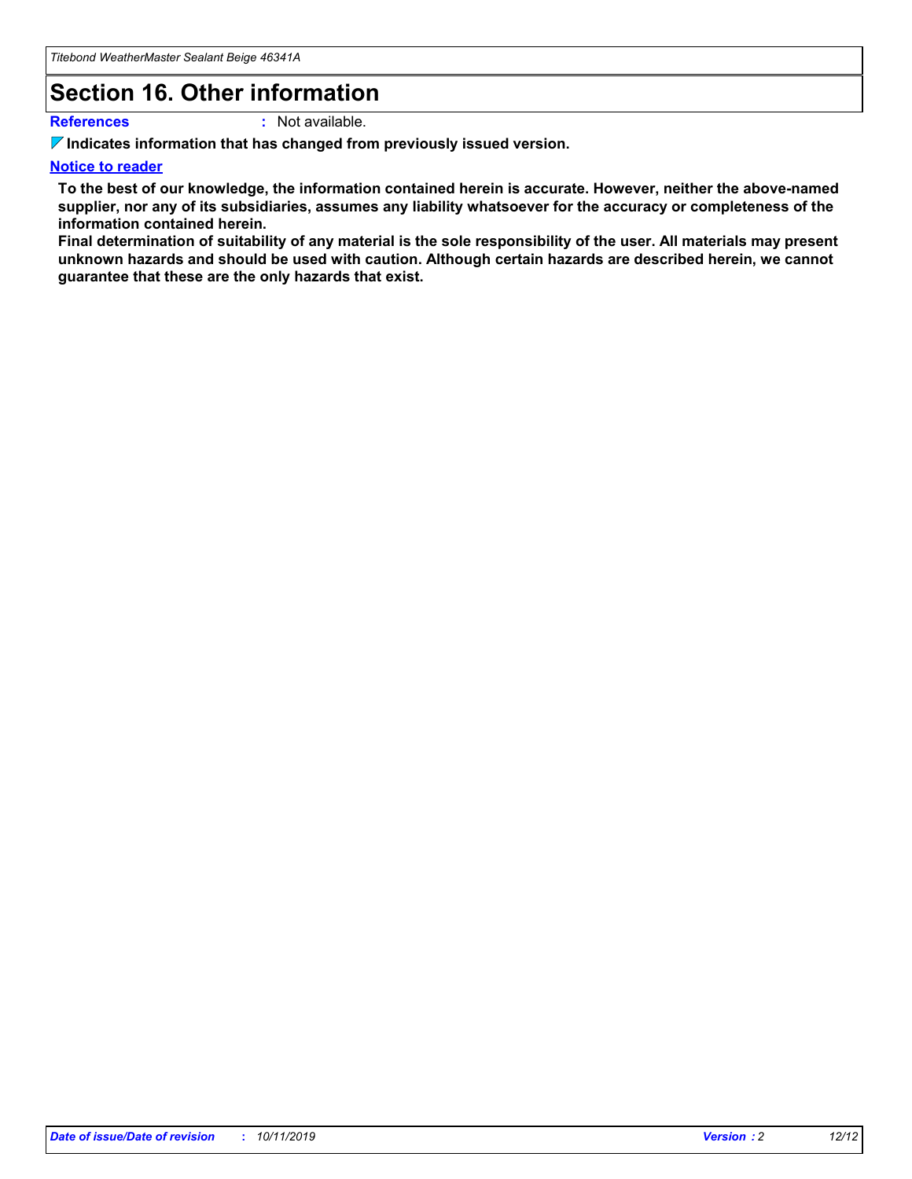# Section 16. Other information

**References** : Not available.

**Indicates information that has changed from previously issued version.**

**Notice to reader**

**To the best of our knowledge, the information contained herein is accurate. However, neither the above-named supplier, nor any of its subsidiaries, assumes any liability whatsoever for the accuracy or completeness of the information contained herein.**

**Final determination of suitability of any material is the sole responsibility of the user. All materials may present unknown hazards and should be used with caution. Although certain hazards are described herein, we cannot guarantee that these are the only hazards that exist.**